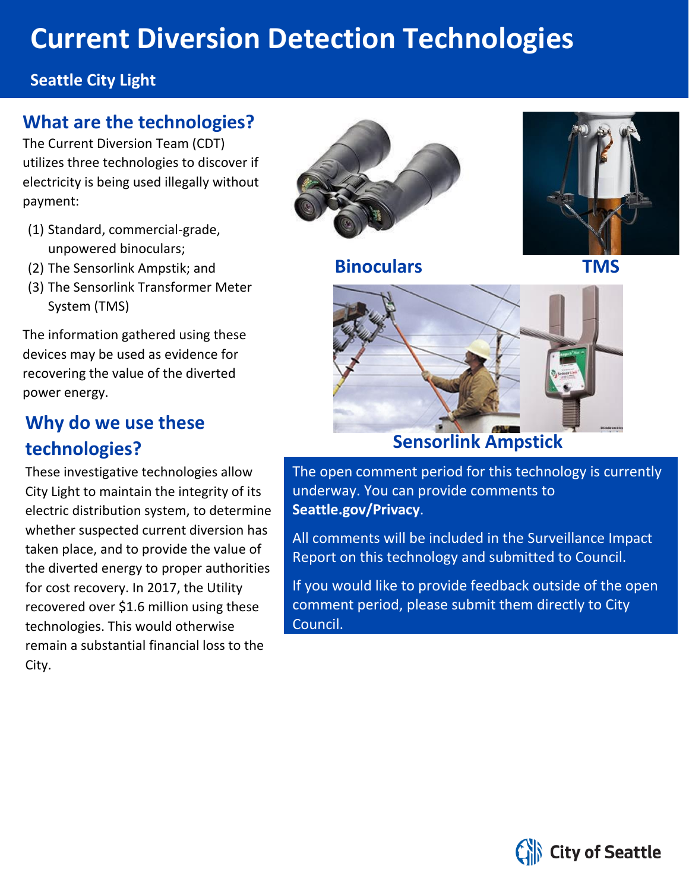# Current Diversion Detection Technologies

## Seattle City Light

## What are the technologies?

The Current Diversion Team (CDT) utilizes three technologies to discover if electricity is being used illegally without payment:

(1) Standard, commercial-grade, unpowered binoculars;
(2) The Sensorlink Ampstik; and
(3) The Sensorlink Transformer Meter System (TMS)

The information gathered using these devices may be used as evidence for recovering the value of the diverted power energy.

## Why do we use these technologies?

These investigative technologies allow City Light to maintain the integrity of its electric distribution system, to determine whether suspected current diversion has taken place, and to provide the value of the diverted energy to proper authorities for cost recovery. In 2017, the Utility recovered over $1.6 million using these technologies. This would otherwise remain a substantial financial loss to the City.

**Binoculars**

**TMS**

**Sensorlink Ampstick**

The open comment period for this technology is currently underway. You can provide comments to **Seattle.gov/Privacy**.

All comments will be included in the Surveillance Impact Report on this technology and submitted to Council.

If you would like to provide feedback outside of the open comment period, please submit them directly to City Council.

City of Seattle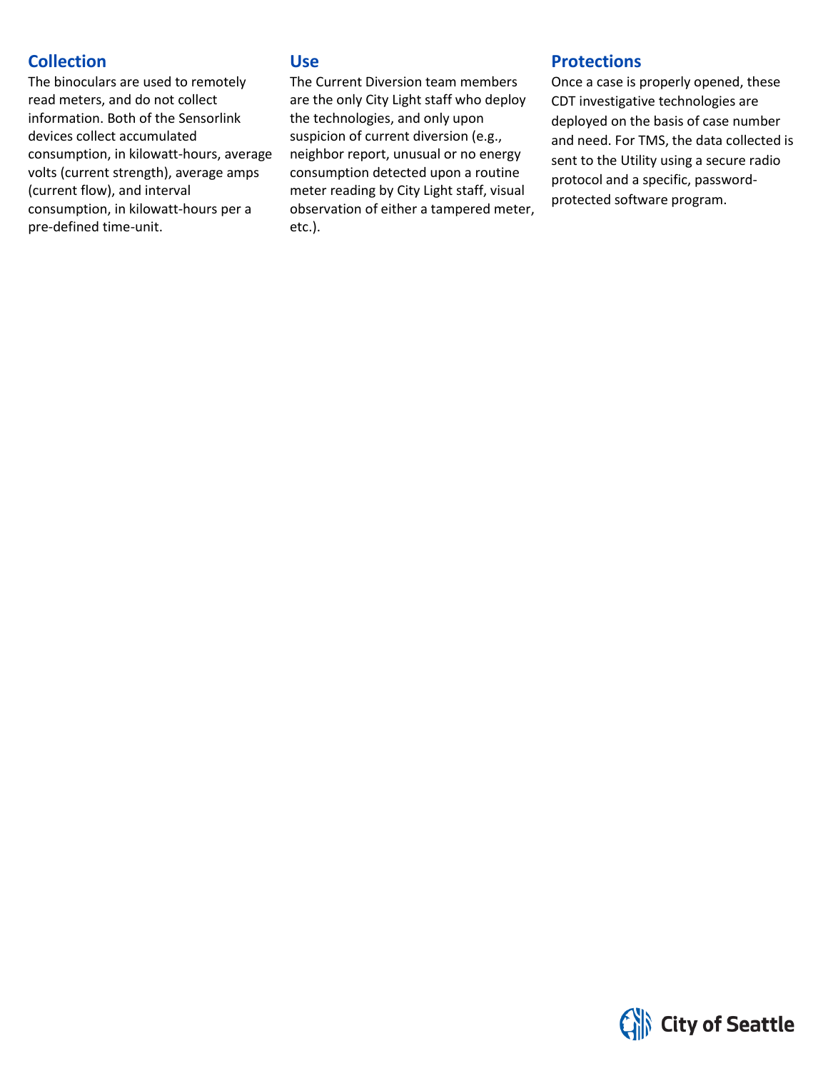## Collection

The binoculars are used to remotely read meters, and do not collect information. Both of the Sensorlink devices collect accumulated consumption, in kilowatt-hours, average volts (current strength), average amps (current flow), and interval consumption, in kilowatt-hours per a pre-defined time-unit.

## Use

The Current Diversion team members are the only City Light staff who deploy the technologies, and only upon suspicion of current diversion (e.g., neighbor report, unusual or no energy consumption detected upon a routine meter reading by City Light staff, visual observation of either a tampered meter, etc.).

## Protections

Once a case is properly opened, these CDT investigative technologies are deployed on the basis of case number and need. For TMS, the data collected is sent to the Utility using a secure radio protocol and a specific, password-protected software program.